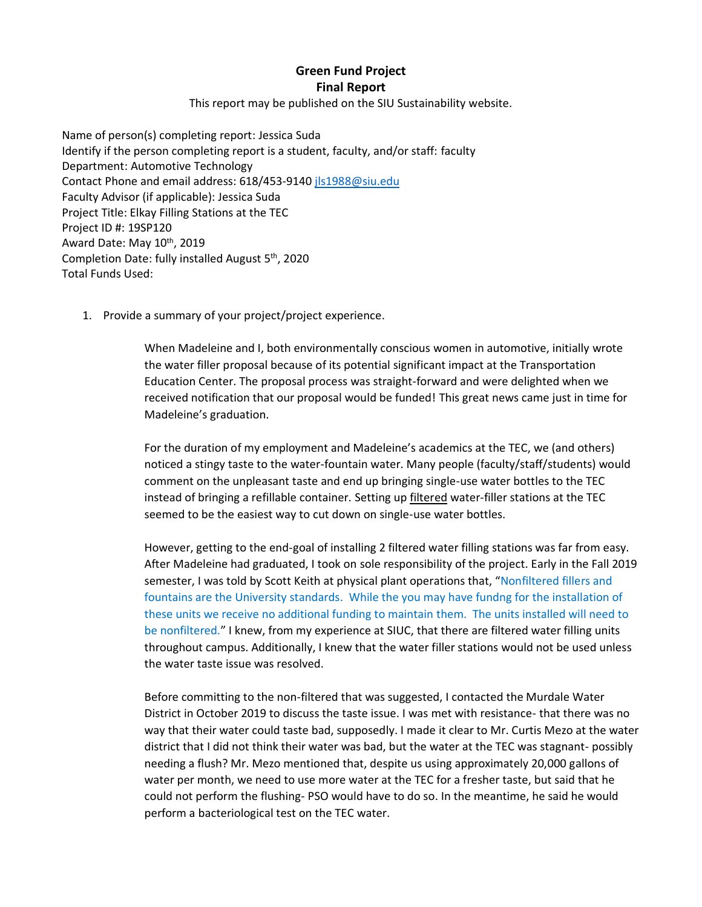**Green Fund Project**
**Final Report**

This report may be published on the SIU Sustainability website.

Name of person(s) completing report: Jessica Suda
Identify if the person completing report is a student, faculty, and/or staff: faculty
Department: Automotive Technology
Contact Phone and email address: 618/453-9140 jls1988@siu.edu
Faculty Advisor (if applicable): Jessica Suda
Project Title: Elkay Filling Stations at the TEC
Project ID #: 19SP120
Award Date: May 10th, 2019
Completion Date: fully installed August 5th, 2020
Total Funds Used:

1. Provide a summary of your project/project experience.

   When Madeleine and I, both environmentally conscious women in automotive, initially wrote the water filler proposal because of its potential significant impact at the Transportation Education Center. The proposal process was straight-forward and were delighted when we received notification that our proposal would be funded! This great news came just in time for Madeleine's graduation.

   For the duration of my employment and Madeleine's academics at the TEC, we (and others) noticed a stingy taste to the water-fountain water. Many people (faculty/staff/students) would comment on the unpleasant taste and end up bringing single-use water bottles to the TEC instead of bringing a refillable container. Setting up filtered water-filler stations at the TEC seemed to be the easiest way to cut down on single-use water bottles.

   However, getting to the end-goal of installing 2 filtered water filling stations was far from easy. After Madeleine had graduated, I took on sole responsibility of the project. Early in the Fall 2019 semester, I was told by Scott Keith at physical plant operations that, "Nonfiltered fillers and fountains are the University standards. While the you may have fundng for the installation of these units we receive no additional funding to maintain them. The units installed will need to be nonfiltered." I knew, from my experience at SIUC, that there are filtered water filling units throughout campus. Additionally, I knew that the water filler stations would not be used unless the water taste issue was resolved.

   Before committing to the non-filtered that was suggested, I contacted the Murdale Water District in October 2019 to discuss the taste issue. I was met with resistance- that there was no way that their water could taste bad, supposedly. I made it clear to Mr. Curtis Mezo at the water district that I did not think their water was bad, but the water at the TEC was stagnant- possibly needing a flush? Mr. Mezo mentioned that, despite us using approximately 20,000 gallons of water per month, we need to use more water at the TEC for a fresher taste, but said that he could not perform the flushing- PSO would have to do so. In the meantime, he said he would perform a bacteriological test on the TEC water.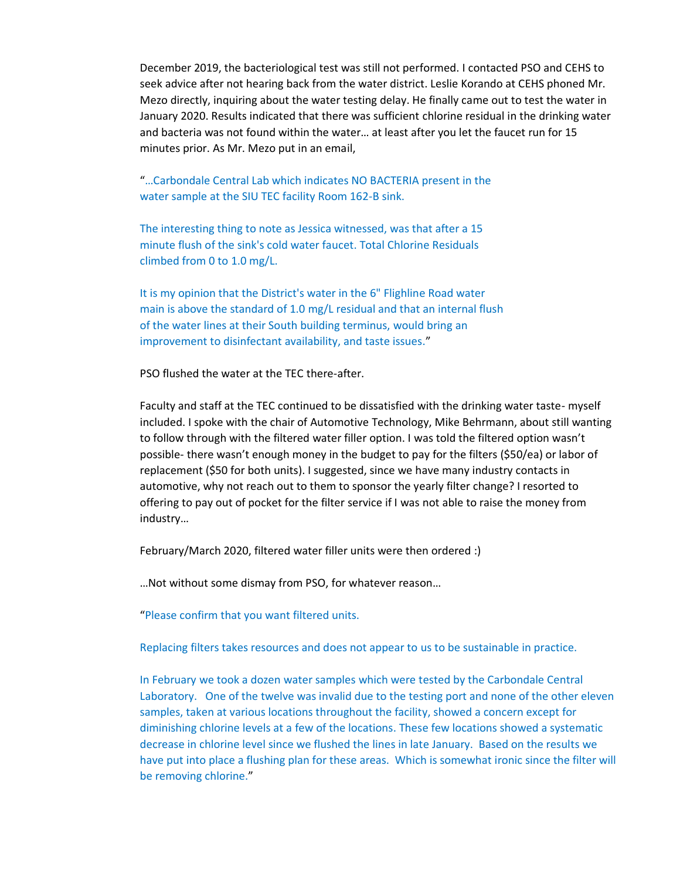December 2019, the bacteriological test was still not performed. I contacted PSO and CEHS to seek advice after not hearing back from the water district. Leslie Korando at CEHS phoned Mr. Mezo directly, inquiring about the water testing delay. He finally came out to test the water in January 2020. Results indicated that there was sufficient chlorine residual in the drinking water and bacteria was not found within the water… at least after you let the faucet run for 15 minutes prior. As Mr. Mezo put in an email,

"…Carbondale Central Lab which indicates NO BACTERIA present in the water sample at the SIU TEC facility Room 162-B sink.

The interesting thing to note as Jessica witnessed, was that after a 15 minute flush of the sink's cold water faucet. Total Chlorine Residuals climbed from 0 to 1.0 mg/L.

It is my opinion that the District's water in the 6" Flighline Road water main is above the standard of 1.0 mg/L residual and that an internal flush of the water lines at their South building terminus, would bring an improvement to disinfectant availability, and taste issues."

PSO flushed the water at the TEC there-after.

Faculty and staff at the TEC continued to be dissatisfied with the drinking water taste- myself included. I spoke with the chair of Automotive Technology, Mike Behrmann, about still wanting to follow through with the filtered water filler option. I was told the filtered option wasn't possible- there wasn't enough money in the budget to pay for the filters ($50/ea) or labor of replacement ($50 for both units). I suggested, since we have many industry contacts in automotive, why not reach out to them to sponsor the yearly filter change? I resorted to offering to pay out of pocket for the filter service if I was not able to raise the money from industry…

February/March 2020, filtered water filler units were then ordered :)

…Not without some dismay from PSO, for whatever reason…

"Please confirm that you want filtered units.

Replacing filters takes resources and does not appear to us to be sustainable in practice.

In February we took a dozen water samples which were tested by the Carbondale Central Laboratory. One of the twelve was invalid due to the testing port and none of the other eleven samples, taken at various locations throughout the facility, showed a concern except for diminishing chlorine levels at a few of the locations. These few locations showed a systematic decrease in chlorine level since we flushed the lines in late January. Based on the results we have put into place a flushing plan for these areas. Which is somewhat ironic since the filter will be removing chlorine."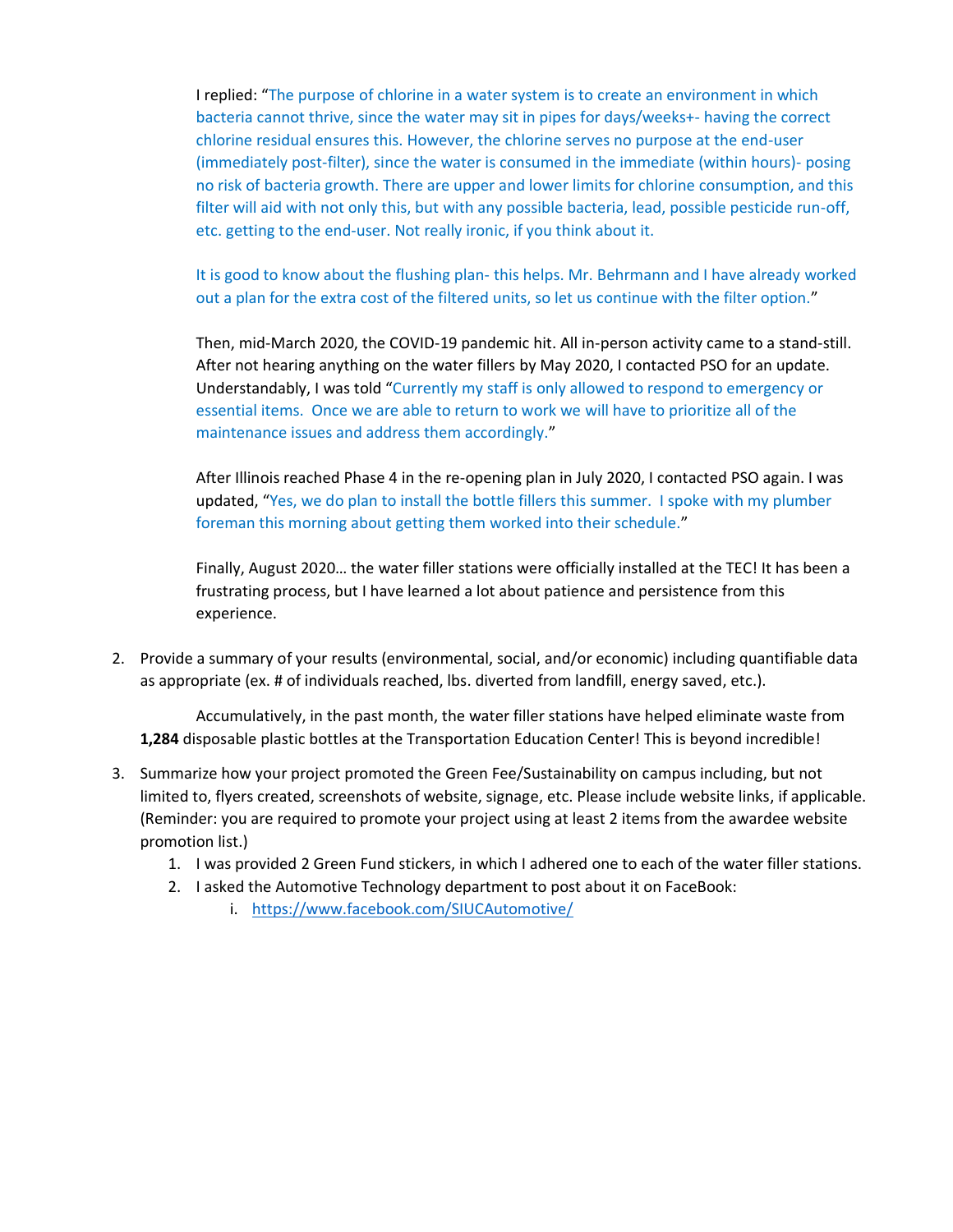I replied: "The purpose of chlorine in a water system is to create an environment in which bacteria cannot thrive, since the water may sit in pipes for days/weeks+- having the correct chlorine residual ensures this. However, the chlorine serves no purpose at the end-user (immediately post-filter), since the water is consumed in the immediate (within hours)- posing no risk of bacteria growth. There are upper and lower limits for chlorine consumption, and this filter will aid with not only this, but with any possible bacteria, lead, possible pesticide run-off, etc. getting to the end-user. Not really ironic, if you think about it.

It is good to know about the flushing plan- this helps. Mr. Behrmann and I have already worked out a plan for the extra cost of the filtered units, so let us continue with the filter option."

Then, mid-March 2020, the COVID-19 pandemic hit. All in-person activity came to a stand-still. After not hearing anything on the water fillers by May 2020, I contacted PSO for an update. Understandably, I was told "Currently my staff is only allowed to respond to emergency or essential items. Once we are able to return to work we will have to prioritize all of the maintenance issues and address them accordingly."

After Illinois reached Phase 4 in the re-opening plan in July 2020, I contacted PSO again. I was updated, "Yes, we do plan to install the bottle fillers this summer. I spoke with my plumber foreman this morning about getting them worked into their schedule."

Finally, August 2020… the water filler stations were officially installed at the TEC! It has been a frustrating process, but I have learned a lot about patience and persistence from this experience.

2. Provide a summary of your results (environmental, social, and/or economic) including quantifiable data as appropriate (ex. # of individuals reached, lbs. diverted from landfill, energy saved, etc.).

   Accumulatively, in the past month, the water filler stations have helped eliminate waste from **1,284** disposable plastic bottles at the Transportation Education Center! This is beyond incredible!

3. Summarize how your project promoted the Green Fee/Sustainability on campus including, but not limited to, flyers created, screenshots of website, signage, etc. Please include website links, if applicable. (Reminder: you are required to promote your project using at least 2 items from the awardee website promotion list.)
   1. I was provided 2 Green Fund stickers, in which I adhered one to each of the water filler stations.
   2. I asked the Automotive Technology department to post about it on FaceBook:
      i. https://www.facebook.com/SIUCAutomotive/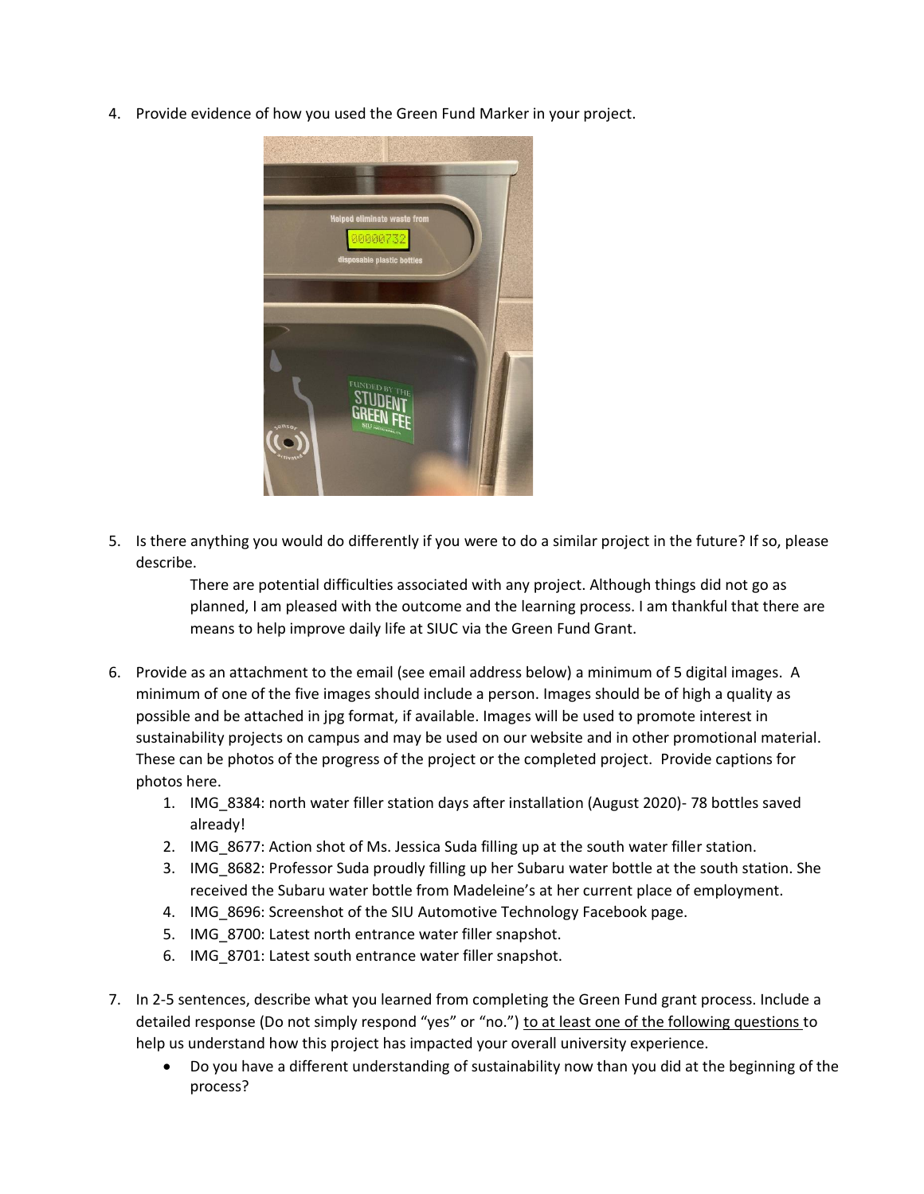4. Provide evidence of how you used the Green Fund Marker in your project.

5. Is there anything you would do differently if you were to do a similar project in the future? If so, please describe.

   There are potential difficulties associated with any project. Although things did not go as planned, I am pleased with the outcome and the learning process. I am thankful that there are means to help improve daily life at SIUC via the Green Fund Grant.

6. Provide as an attachment to the email (see email address below) a minimum of 5 digital images. A minimum of one of the five images should include a person. Images should be of high a quality as possible and be attached in jpg format, if available. Images will be used to promote interest in sustainability projects on campus and may be used on our website and in other promotional material. These can be photos of the progress of the project or the completed project. Provide captions for photos here.
   1. IMG_8384: north water filler station days after installation (August 2020)- 78 bottles saved already!
   2. IMG_8677: Action shot of Ms. Jessica Suda filling up at the south water filler station.
   3. IMG_8682: Professor Suda proudly filling up her Subaru water bottle at the south station. She received the Subaru water bottle from Madeleine's at her current place of employment.
   4. IMG_8696: Screenshot of the SIU Automotive Technology Facebook page.
   5. IMG_8700: Latest north entrance water filler snapshot.
   6. IMG_8701: Latest south entrance water filler snapshot.

7. In 2-5 sentences, describe what you learned from completing the Green Fund grant process. Include a detailed response (Do not simply respond "yes" or "no.") to at least one of the following questions to help us understand how this project has impacted your overall university experience.
   - Do you have a different understanding of sustainability now than you did at the beginning of the process?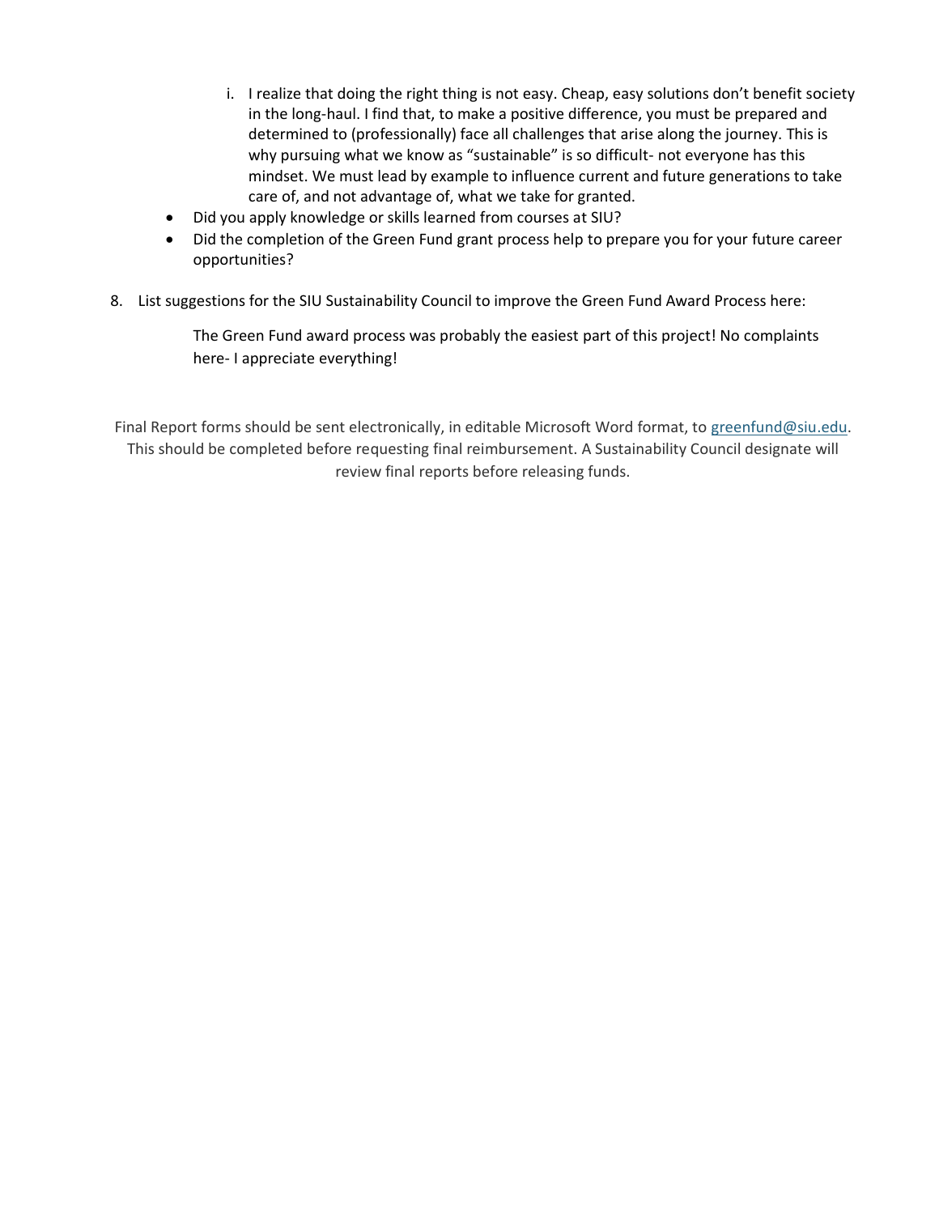i. I realize that doing the right thing is not easy. Cheap, easy solutions don't benefit society in the long-haul. I find that, to make a positive difference, you must be prepared and determined to (professionally) face all challenges that arise along the journey. This is why pursuing what we know as "sustainable" is so difficult- not everyone has this mindset. We must lead by example to influence current and future generations to take care of, and not advantage of, what we take for granted.

- Did you apply knowledge or skills learned from courses at SIU?
- Did the completion of the Green Fund grant process help to prepare you for your future career opportunities?

8. List suggestions for the SIU Sustainability Council to improve the Green Fund Award Process here:

   The Green Fund award process was probably the easiest part of this project! No complaints here- I appreciate everything!

Final Report forms should be sent electronically, in editable Microsoft Word format, to greenfund@siu.edu. This should be completed before requesting final reimbursement. A Sustainability Council designate will review final reports before releasing funds.